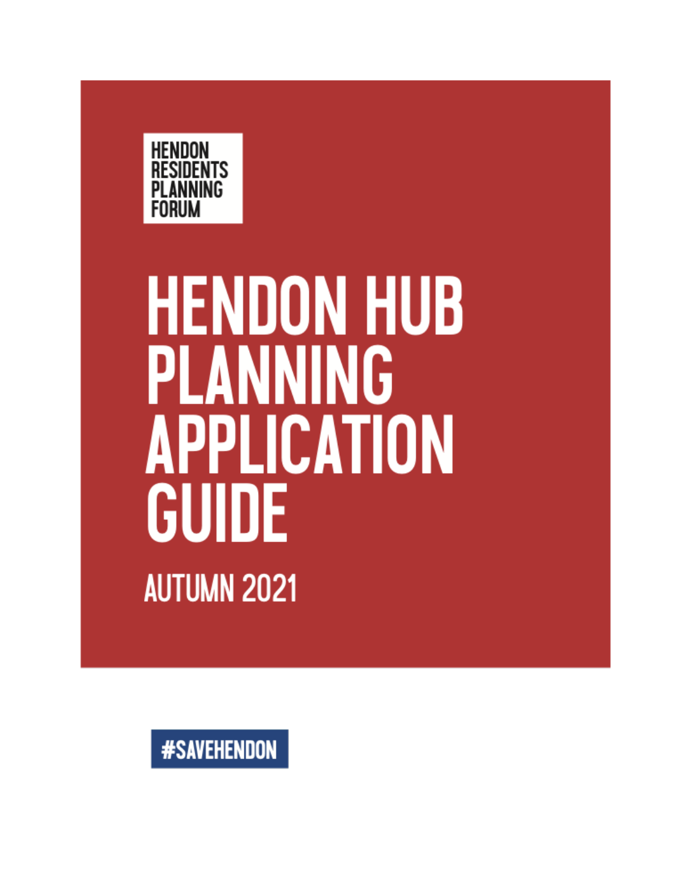HENDON RESIDENTS PLANNING FORUM

# HENDON HUB PLANNING APPLICATION GUIDE

## AUTUMN 2021

#SAVEHENDON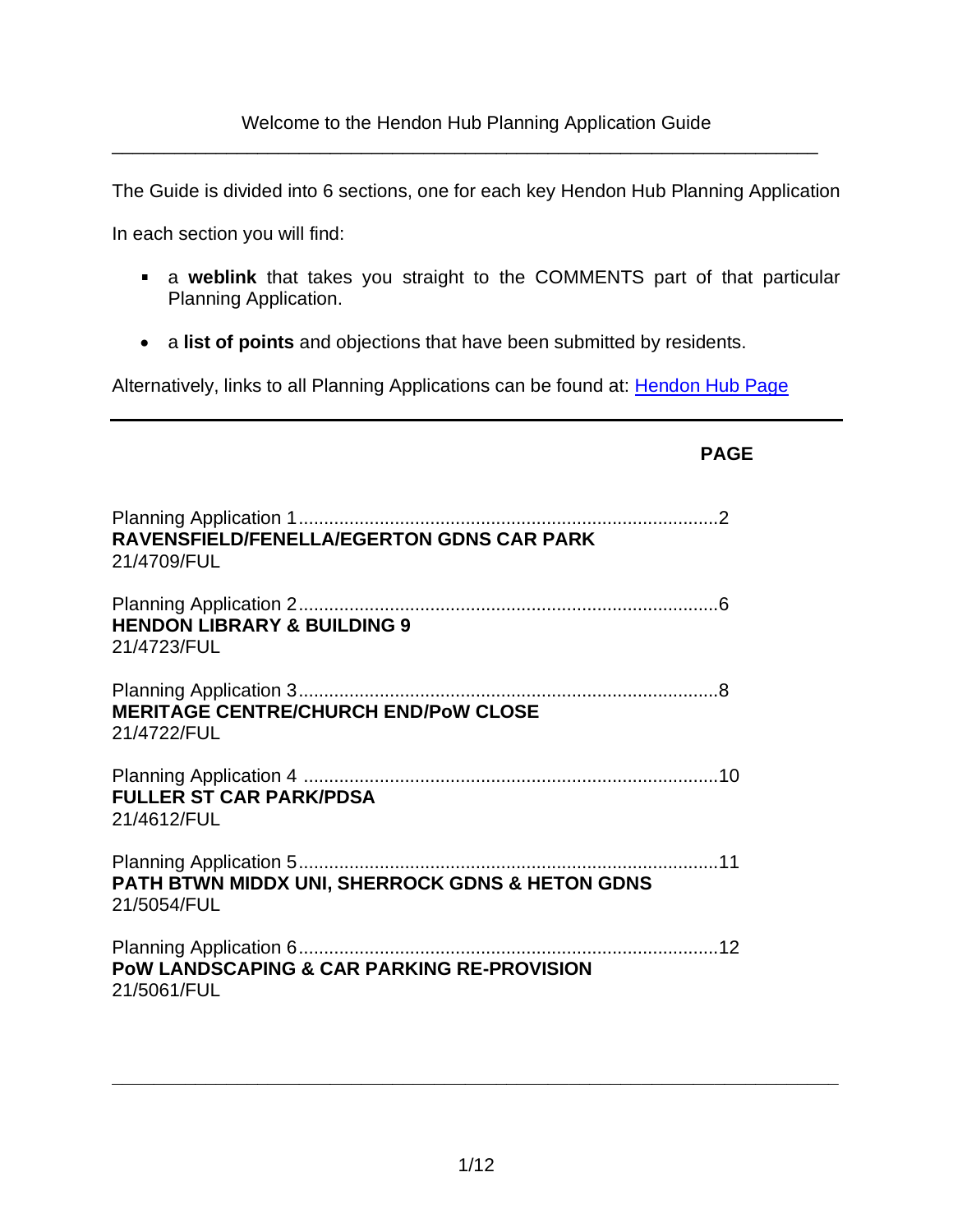Welcome to the Hendon Hub Planning Application Guide

---

The Guide is divided into 6 sections, one for each key Hendon Hub Planning Application

In each section you will find:

- a **weblink** that takes you straight to the COMMENTS part of that particular Planning Application.
- a **list of points** and objections that have been submitted by residents.

Alternatively, links to all Planning Applications can be found at: [Hendon Hub Page]

---

**PAGE**

Planning Application 1..........................................................................2
**RAVENSFIELD/FENELLA/EGERTON GDNS CAR PARK**
21/4709/FUL

Planning Application 2..........................................................................6
**HENDON LIBRARY & BUILDING 9**
21/4723/FUL

Planning Application 3..........................................................................8
**MERITAGE CENTRE/CHURCH END/PoW CLOSE**
21/4722/FUL

Planning Application 4 .........................................................................10
**FULLER ST CAR PARK/PDSA**
21/4612/FUL

Planning Application 5..........................................................................11
**PATH BTWN MIDDX UNI, SHERROCK GDNS & HETON GDNS**
21/5054/FUL

Planning Application 6..........................................................................12
**PoW LANDSCAPING & CAR PARKING RE-PROVISION**
21/5061/FUL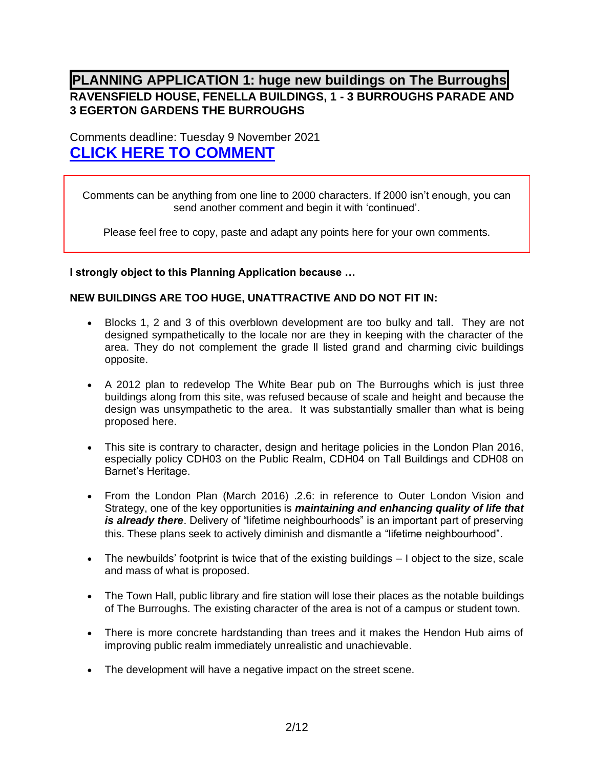## PLANNING APPLICATION 1: huge new buildings on The Burroughs

**RAVENSFIELD HOUSE, FENELLA BUILDINGS, 1 - 3 BURROUGHS PARADE AND 3 EGERTON GARDENS THE BURROUGHS**

Comments deadline: Tuesday 9 November 2021

## CLICK HERE TO COMMENT

> Comments can be anything from one line to 2000 characters. If 2000 isn't enough, you can send another comment and begin it with 'continued'.
>
> Please feel free to copy, paste and adapt any points here for your own comments.

**I strongly object to this Planning Application because …**

**NEW BUILDINGS ARE TOO HUGE, UNATTRACTIVE AND DO NOT FIT IN:**

- Blocks 1, 2 and 3 of this overblown development are too bulky and tall. They are not designed sympathetically to the locale nor are they in keeping with the character of the area. They do not complement the grade ll listed grand and charming civic buildings opposite.
- A 2012 plan to redevelop The White Bear pub on The Burroughs which is just three buildings along from this site, was refused because of scale and height and because the design was unsympathetic to the area. It was substantially smaller than what is being proposed here.
- This site is contrary to character, design and heritage policies in the London Plan 2016, especially policy CDH03 on the Public Realm, CDH04 on Tall Buildings and CDH08 on Barnet's Heritage.
- From the London Plan (March 2016) .2.6: in reference to Outer London Vision and Strategy, one of the key opportunities is ***maintaining and enhancing quality of life that is already there***. Delivery of "lifetime neighbourhoods" is an important part of preserving this. These plans seek to actively diminish and dismantle a "lifetime neighbourhood".
- The newbuilds' footprint is twice that of the existing buildings – I object to the size, scale and mass of what is proposed.
- The Town Hall, public library and fire station will lose their places as the notable buildings of The Burroughs. The existing character of the area is not of a campus or student town.
- There is more concrete hardstanding than trees and it makes the Hendon Hub aims of improving public realm immediately unrealistic and unachievable.
- The development will have a negative impact on the street scene.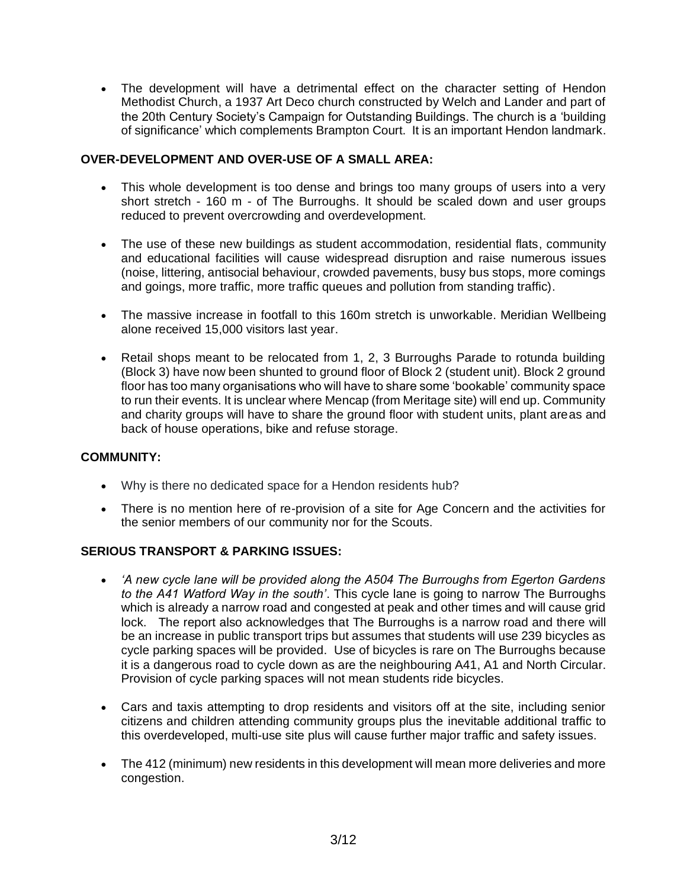- The development will have a detrimental effect on the character setting of Hendon Methodist Church, a 1937 Art Deco church constructed by Welch and Lander and part of the 20th Century Society's Campaign for Outstanding Buildings. The church is a 'building of significance' which complements Brampton Court. It is an important Hendon landmark.

**OVER-DEVELOPMENT AND OVER-USE OF A SMALL AREA:**

- This whole development is too dense and brings too many groups of users into a very short stretch - 160 m - of The Burroughs. It should be scaled down and user groups reduced to prevent overcrowding and overdevelopment.

- The use of these new buildings as student accommodation, residential flats, community and educational facilities will cause widespread disruption and raise numerous issues (noise, littering, antisocial behaviour, crowded pavements, busy bus stops, more comings and goings, more traffic, more traffic queues and pollution from standing traffic).

- The massive increase in footfall to this 160m stretch is unworkable. Meridian Wellbeing alone received 15,000 visitors last year.

- Retail shops meant to be relocated from 1, 2, 3 Burroughs Parade to rotunda building (Block 3) have now been shunted to ground floor of Block 2 (student unit). Block 2 ground floor has too many organisations who will have to share some 'bookable' community space to run their events. It is unclear where Mencap (from Meritage site) will end up. Community and charity groups will have to share the ground floor with student units, plant areas and back of house operations, bike and refuse storage.

**COMMUNITY:**

- Why is there no dedicated space for a Hendon residents hub?

- There is no mention here of re-provision of a site for Age Concern and the activities for the senior members of our community nor for the Scouts.

**SERIOUS TRANSPORT & PARKING ISSUES:**

- *'A new cycle lane will be provided along the A504 The Burroughs from Egerton Gardens to the A41 Watford Way in the south'*. This cycle lane is going to narrow The Burroughs which is already a narrow road and congested at peak and other times and will cause grid lock. The report also acknowledges that The Burroughs is a narrow road and there will be an increase in public transport trips but assumes that students will use 239 bicycles as cycle parking spaces will be provided. Use of bicycles is rare on The Burroughs because it is a dangerous road to cycle down as are the neighbouring A41, A1 and North Circular. Provision of cycle parking spaces will not mean students ride bicycles.

- Cars and taxis attempting to drop residents and visitors off at the site, including senior citizens and children attending community groups plus the inevitable additional traffic to this overdeveloped, multi-use site plus will cause further major traffic and safety issues.

- The 412 (minimum) new residents in this development will mean more deliveries and more congestion.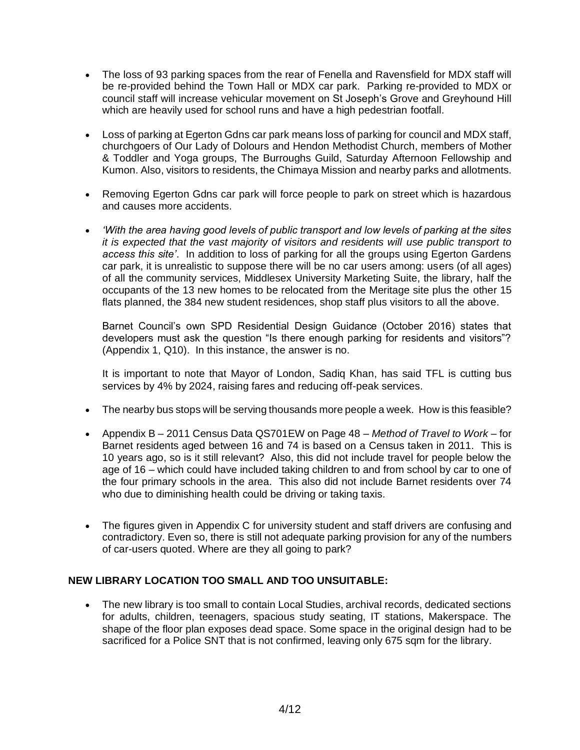- The loss of 93 parking spaces from the rear of Fenella and Ravensfield for MDX staff will be re-provided behind the Town Hall or MDX car park. Parking re-provided to MDX or council staff will increase vehicular movement on St Joseph's Grove and Greyhound Hill which are heavily used for school runs and have a high pedestrian footfall.

- Loss of parking at Egerton Gdns car park means loss of parking for council and MDX staff, churchgoers of Our Lady of Dolours and Hendon Methodist Church, members of Mother & Toddler and Yoga groups, The Burroughs Guild, Saturday Afternoon Fellowship and Kumon. Also, visitors to residents, the Chimaya Mission and nearby parks and allotments.

- Removing Egerton Gdns car park will force people to park on street which is hazardous and causes more accidents.

- *'With the area having good levels of public transport and low levels of parking at the sites it is expected that the vast majority of visitors and residents will use public transport to access this site'*. In addition to loss of parking for all the groups using Egerton Gardens car park, it is unrealistic to suppose there will be no car users among: users (of all ages) of all the community services, Middlesex University Marketing Suite, the library, half the occupants of the 13 new homes to be relocated from the Meritage site plus the other 15 flats planned, the 384 new student residences, shop staff plus visitors to all the above.

  Barnet Council's own SPD Residential Design Guidance (October 2016) states that developers must ask the question "Is there enough parking for residents and visitors"? (Appendix 1, Q10). In this instance, the answer is no.

  It is important to note that Mayor of London, Sadiq Khan, has said TFL is cutting bus services by 4% by 2024, raising fares and reducing off-peak services.

- The nearby bus stops will be serving thousands more people a week. How is this feasible?

- Appendix B – 2011 Census Data QS701EW on Page 48 – *Method of Travel to Work* – for Barnet residents aged between 16 and 74 is based on a Census taken in 2011. This is 10 years ago, so is it still relevant? Also, this did not include travel for people below the age of 16 – which could have included taking children to and from school by car to one of the four primary schools in the area. This also did not include Barnet residents over 74 who due to diminishing health could be driving or taking taxis.

- The figures given in Appendix C for university student and staff drivers are confusing and contradictory. Even so, there is still not adequate parking provision for any of the numbers of car-users quoted. Where are they all going to park?

**NEW LIBRARY LOCATION TOO SMALL AND TOO UNSUITABLE:**

- The new library is too small to contain Local Studies, archival records, dedicated sections for adults, children, teenagers, spacious study seating, IT stations, Makerspace. The shape of the floor plan exposes dead space. Some space in the original design had to be sacrificed for a Police SNT that is not confirmed, leaving only 675 sqm for the library.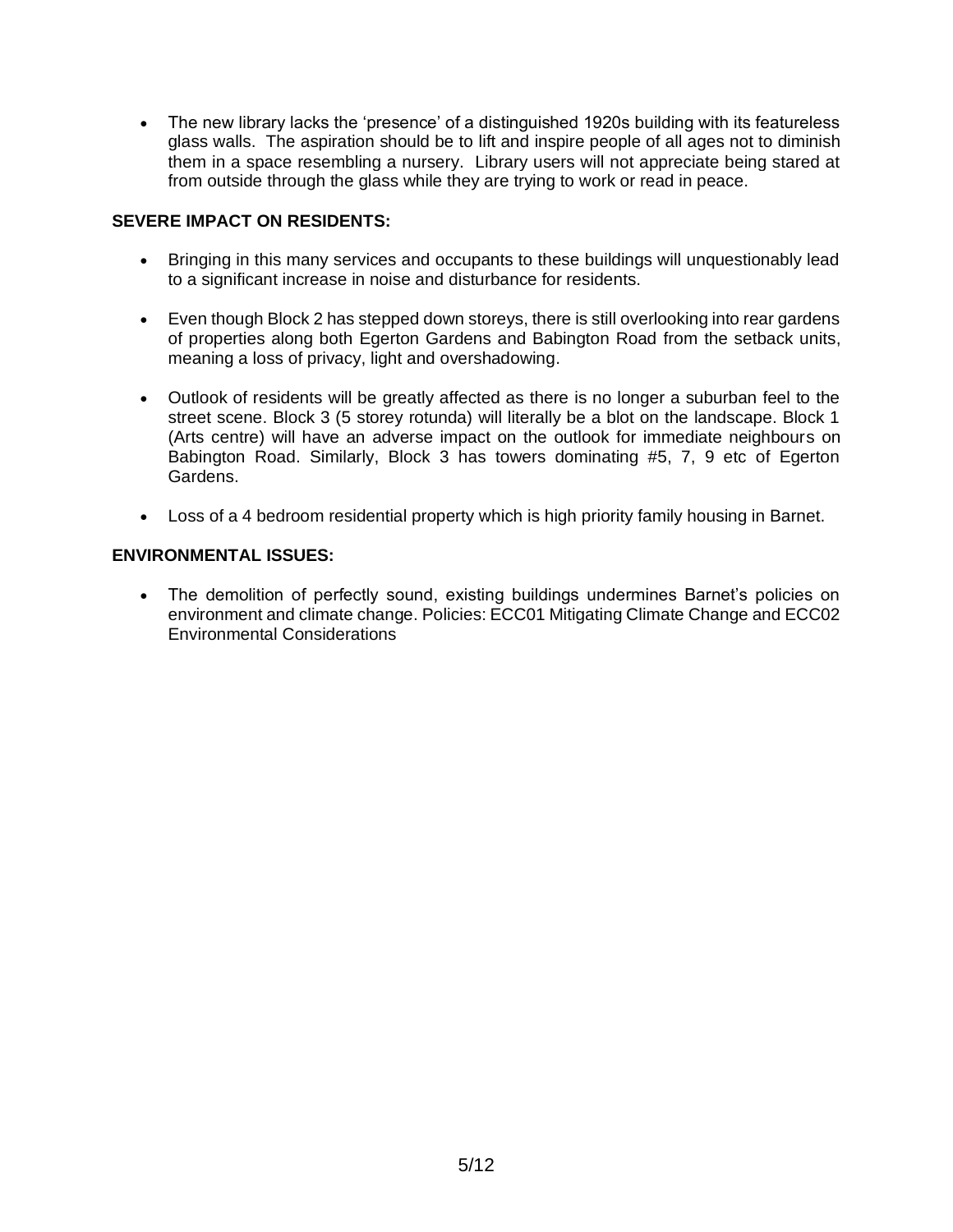- The new library lacks the 'presence' of a distinguished 1920s building with its featureless glass walls. The aspiration should be to lift and inspire people of all ages not to diminish them in a space resembling a nursery. Library users will not appreciate being stared at from outside through the glass while they are trying to work or read in peace.

**SEVERE IMPACT ON RESIDENTS:**

- Bringing in this many services and occupants to these buildings will unquestionably lead to a significant increase in noise and disturbance for residents.

- Even though Block 2 has stepped down storeys, there is still overlooking into rear gardens of properties along both Egerton Gardens and Babington Road from the setback units, meaning a loss of privacy, light and overshadowing.

- Outlook of residents will be greatly affected as there is no longer a suburban feel to the street scene. Block 3 (5 storey rotunda) will literally be a blot on the landscape. Block 1 (Arts centre) will have an adverse impact on the outlook for immediate neighbours on Babington Road. Similarly, Block 3 has towers dominating #5, 7, 9 etc of Egerton Gardens.

- Loss of a 4 bedroom residential property which is high priority family housing in Barnet.

**ENVIRONMENTAL ISSUES:**

- The demolition of perfectly sound, existing buildings undermines Barnet's policies on environment and climate change. Policies: ECC01 Mitigating Climate Change and ECC02 Environmental Considerations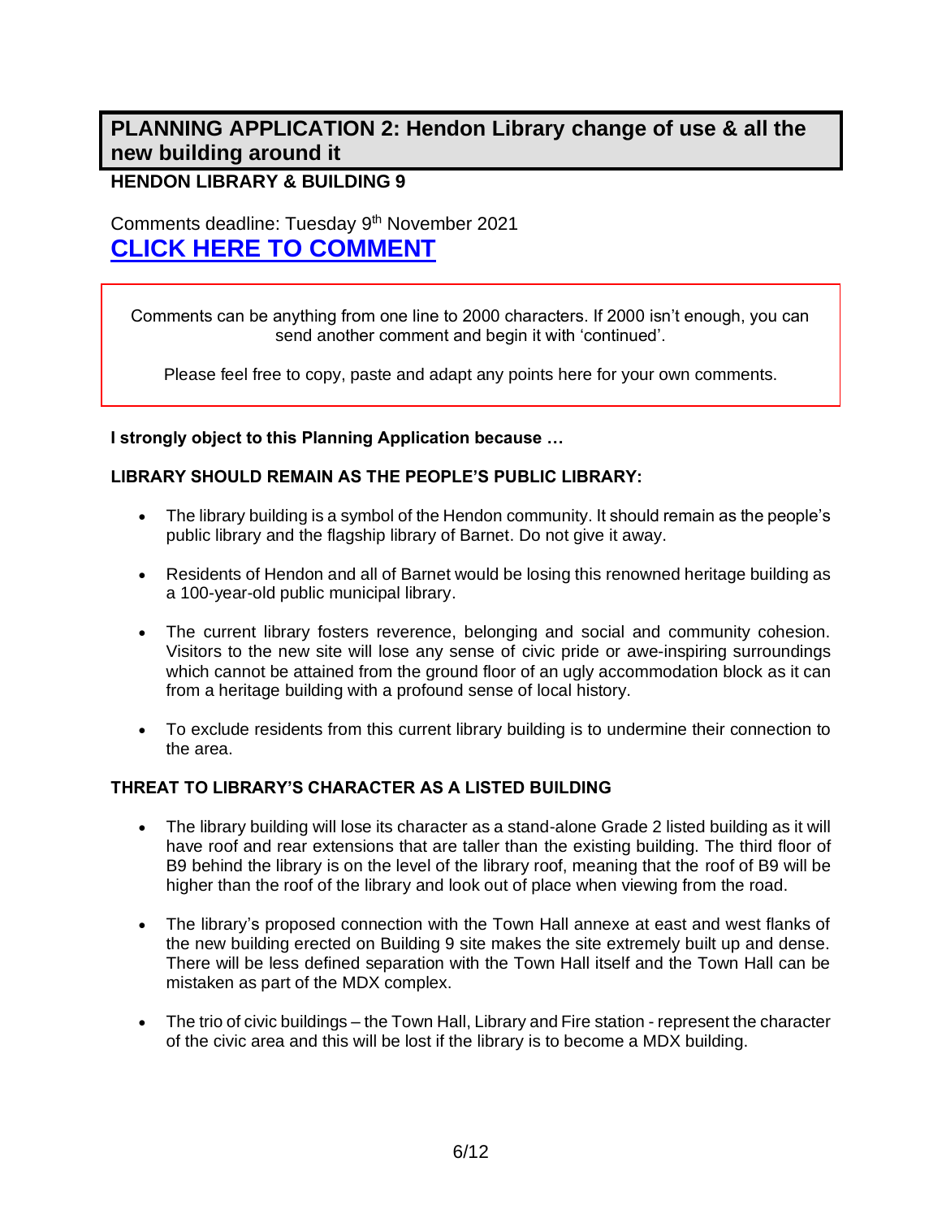## PLANNING APPLICATION 2: Hendon Library change of use & all the new building around it

**HENDON LIBRARY & BUILDING 9**

Comments deadline: Tuesday 9th November 2021

**CLICK HERE TO COMMENT**

Comments can be anything from one line to 2000 characters. If 2000 isn't enough, you can send another comment and begin it with 'continued'.

Please feel free to copy, paste and adapt any points here for your own comments.

**I strongly object to this Planning Application because …**

**LIBRARY SHOULD REMAIN AS THE PEOPLE'S PUBLIC LIBRARY:**

- The library building is a symbol of the Hendon community. It should remain as the people's public library and the flagship library of Barnet. Do not give it away.
- Residents of Hendon and all of Barnet would be losing this renowned heritage building as a 100-year-old public municipal library.
- The current library fosters reverence, belonging and social and community cohesion. Visitors to the new site will lose any sense of civic pride or awe-inspiring surroundings which cannot be attained from the ground floor of an ugly accommodation block as it can from a heritage building with a profound sense of local history.
- To exclude residents from this current library building is to undermine their connection to the area.

**THREAT TO LIBRARY'S CHARACTER AS A LISTED BUILDING**

- The library building will lose its character as a stand-alone Grade 2 listed building as it will have roof and rear extensions that are taller than the existing building. The third floor of B9 behind the library is on the level of the library roof, meaning that the roof of B9 will be higher than the roof of the library and look out of place when viewing from the road.
- The library's proposed connection with the Town Hall annexe at east and west flanks of the new building erected on Building 9 site makes the site extremely built up and dense. There will be less defined separation with the Town Hall itself and the Town Hall can be mistaken as part of the MDX complex.
- The trio of civic buildings – the Town Hall, Library and Fire station - represent the character of the civic area and this will be lost if the library is to become a MDX building.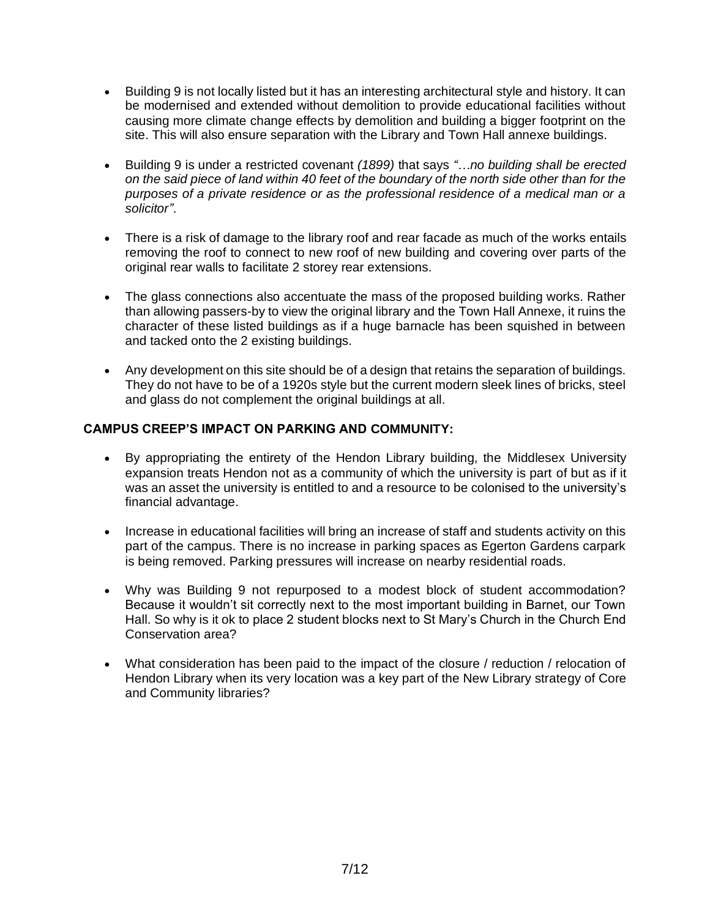- Building 9 is not locally listed but it has an interesting architectural style and history. It can be modernised and extended without demolition to provide educational facilities without causing more climate change effects by demolition and building a bigger footprint on the site. This will also ensure separation with the Library and Town Hall annexe buildings.

- Building 9 is under a restricted covenant *(1899)* that says *"…no building shall be erected on the said piece of land within 40 feet of the boundary of the north side other than for the purposes of a private residence or as the professional residence of a medical man or a solicitor"*.

- There is a risk of damage to the library roof and rear facade as much of the works entails removing the roof to connect to new roof of new building and covering over parts of the original rear walls to facilitate 2 storey rear extensions.

- The glass connections also accentuate the mass of the proposed building works. Rather than allowing passers-by to view the original library and the Town Hall Annexe, it ruins the character of these listed buildings as if a huge barnacle has been squished in between and tacked onto the 2 existing buildings.

- Any development on this site should be of a design that retains the separation of buildings. They do not have to be of a 1920s style but the current modern sleek lines of bricks, steel and glass do not complement the original buildings at all.

**CAMPUS CREEP'S IMPACT ON PARKING AND COMMUNITY:**

- By appropriating the entirety of the Hendon Library building, the Middlesex University expansion treats Hendon not as a community of which the university is part of but as if it was an asset the university is entitled to and a resource to be colonised to the university's financial advantage.

- Increase in educational facilities will bring an increase of staff and students activity on this part of the campus. There is no increase in parking spaces as Egerton Gardens carpark is being removed. Parking pressures will increase on nearby residential roads.

- Why was Building 9 not repurposed to a modest block of student accommodation? Because it wouldn't sit correctly next to the most important building in Barnet, our Town Hall. So why is it ok to place 2 student blocks next to St Mary's Church in the Church End Conservation area?

- What consideration has been paid to the impact of the closure / reduction / relocation of Hendon Library when its very location was a key part of the New Library strategy of Core and Community libraries?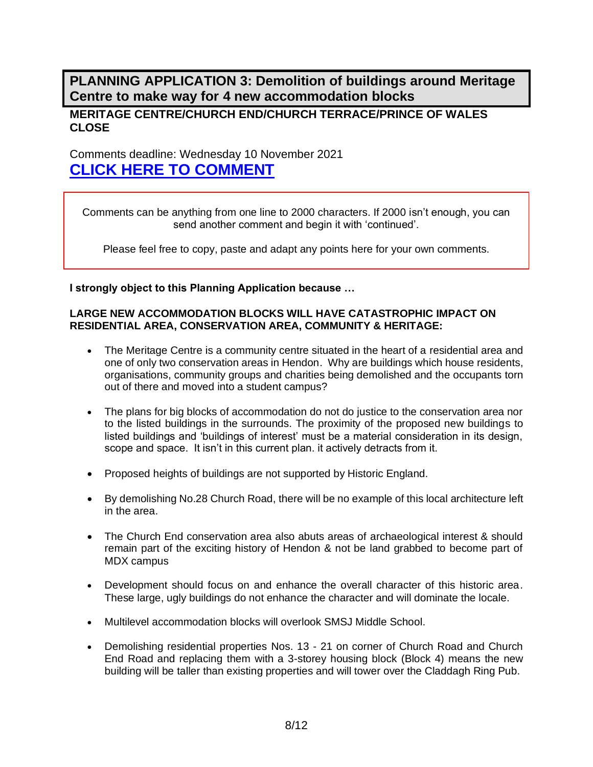## PLANNING APPLICATION 3: Demolition of buildings around Meritage Centre to make way for 4 new accommodation blocks

**MERITAGE CENTRE/CHURCH END/CHURCH TERRACE/PRINCE OF WALES CLOSE**

Comments deadline: Wednesday 10 November 2021

**CLICK HERE TO COMMENT**

Comments can be anything from one line to 2000 characters. If 2000 isn't enough, you can send another comment and begin it with 'continued'.

Please feel free to copy, paste and adapt any points here for your own comments.

**I strongly object to this Planning Application because …**

**LARGE NEW ACCOMMODATION BLOCKS WILL HAVE CATASTROPHIC IMPACT ON RESIDENTIAL AREA, CONSERVATION AREA, COMMUNITY & HERITAGE:**

- The Meritage Centre is a community centre situated in the heart of a residential area and one of only two conservation areas in Hendon. Why are buildings which house residents, organisations, community groups and charities being demolished and the occupants torn out of there and moved into a student campus?
- The plans for big blocks of accommodation do not do justice to the conservation area nor to the listed buildings in the surrounds. The proximity of the proposed new buildings to listed buildings and 'buildings of interest' must be a material consideration in its design, scope and space. It isn't in this current plan. it actively detracts from it.
- Proposed heights of buildings are not supported by Historic England.
- By demolishing No.28 Church Road, there will be no example of this local architecture left in the area.
- The Church End conservation area also abuts areas of archaeological interest & should remain part of the exciting history of Hendon & not be land grabbed to become part of MDX campus
- Development should focus on and enhance the overall character of this historic area. These large, ugly buildings do not enhance the character and will dominate the locale.
- Multilevel accommodation blocks will overlook SMSJ Middle School.
- Demolishing residential properties Nos. 13 - 21 on corner of Church Road and Church End Road and replacing them with a 3-storey housing block (Block 4) means the new building will be taller than existing properties and will tower over the Claddagh Ring Pub.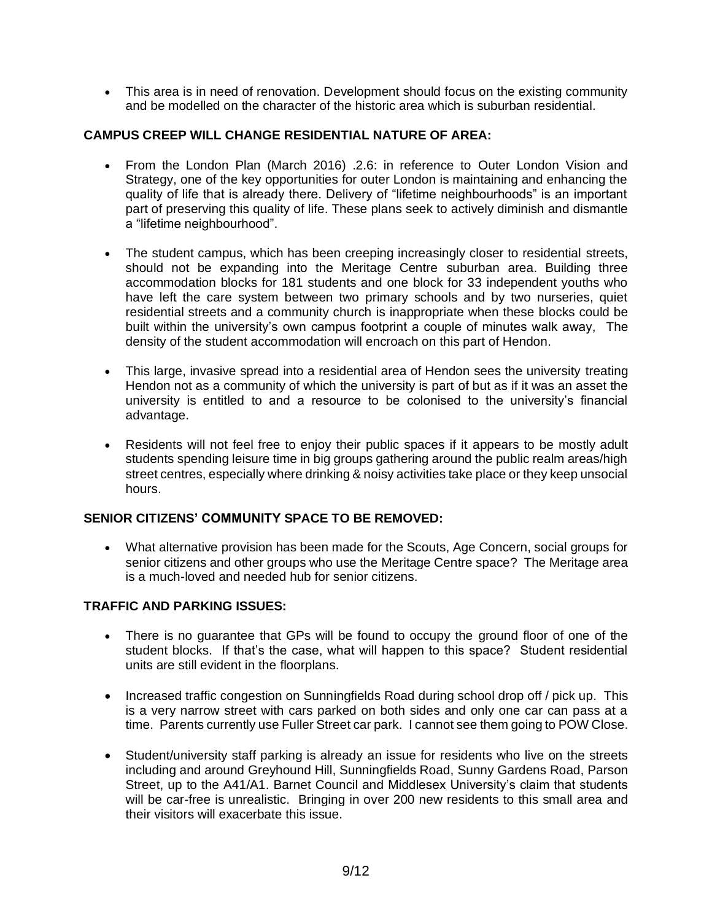- This area is in need of renovation. Development should focus on the existing community and be modelled on the character of the historic area which is suburban residential.

**CAMPUS CREEP WILL CHANGE RESIDENTIAL NATURE OF AREA:**

- From the London Plan (March 2016) .2.6: in reference to Outer London Vision and Strategy, one of the key opportunities for outer London is maintaining and enhancing the quality of life that is already there. Delivery of "lifetime neighbourhoods" is an important part of preserving this quality of life. These plans seek to actively diminish and dismantle a "lifetime neighbourhood".

- The student campus, which has been creeping increasingly closer to residential streets, should not be expanding into the Meritage Centre suburban area. Building three accommodation blocks for 181 students and one block for 33 independent youths who have left the care system between two primary schools and by two nurseries, quiet residential streets and a community church is inappropriate when these blocks could be built within the university's own campus footprint a couple of minutes walk away, The density of the student accommodation will encroach on this part of Hendon.

- This large, invasive spread into a residential area of Hendon sees the university treating Hendon not as a community of which the university is part of but as if it was an asset the university is entitled to and a resource to be colonised to the university's financial advantage.

- Residents will not feel free to enjoy their public spaces if it appears to be mostly adult students spending leisure time in big groups gathering around the public realm areas/high street centres, especially where drinking & noisy activities take place or they keep unsocial hours.

**SENIOR CITIZENS' COMMUNITY SPACE TO BE REMOVED:**

- What alternative provision has been made for the Scouts, Age Concern, social groups for senior citizens and other groups who use the Meritage Centre space? The Meritage area is a much-loved and needed hub for senior citizens.

**TRAFFIC AND PARKING ISSUES:**

- There is no guarantee that GPs will be found to occupy the ground floor of one of the student blocks. If that's the case, what will happen to this space? Student residential units are still evident in the floorplans.

- Increased traffic congestion on Sunningfields Road during school drop off / pick up. This is a very narrow street with cars parked on both sides and only one car can pass at a time. Parents currently use Fuller Street car park. I cannot see them going to POW Close.

- Student/university staff parking is already an issue for residents who live on the streets including and around Greyhound Hill, Sunningfields Road, Sunny Gardens Road, Parson Street, up to the A41/A1. Barnet Council and Middlesex University's claim that students will be car-free is unrealistic. Bringing in over 200 new residents to this small area and their visitors will exacerbate this issue.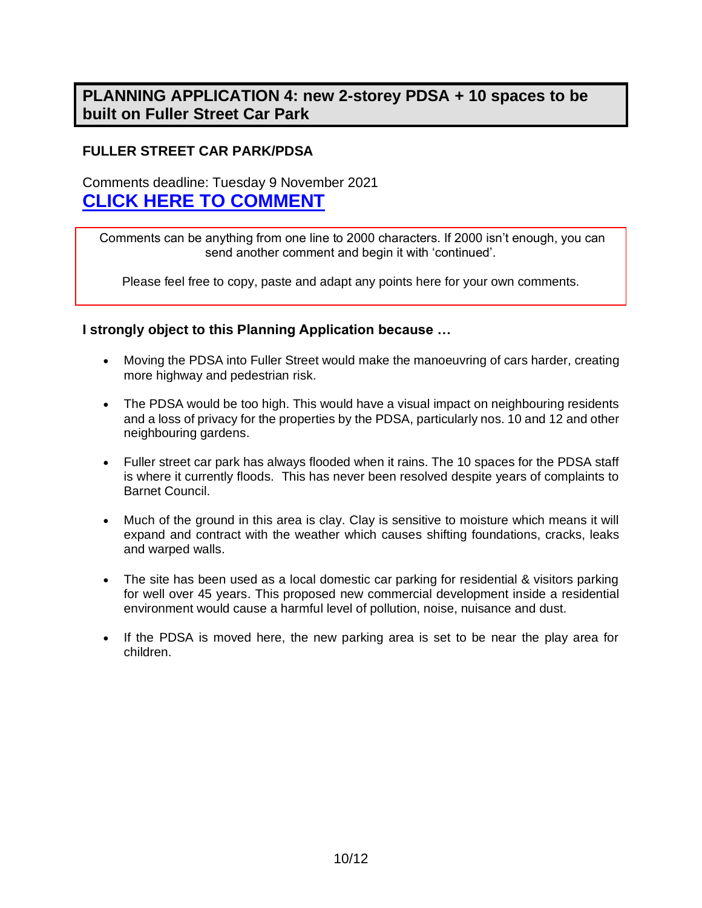## PLANNING APPLICATION 4: new 2-storey PDSA + 10 spaces to be built on Fuller Street Car Park

### FULLER STREET CAR PARK/PDSA

Comments deadline: Tuesday 9 November 2021

**CLICK HERE TO COMMENT**

Comments can be anything from one line to 2000 characters. If 2000 isn't enough, you can send another comment and begin it with 'continued'.

Please feel free to copy, paste and adapt any points here for your own comments.

**I strongly object to this Planning Application because …**

- Moving the PDSA into Fuller Street would make the manoeuvring of cars harder, creating more highway and pedestrian risk.
- The PDSA would be too high. This would have a visual impact on neighbouring residents and a loss of privacy for the properties by the PDSA, particularly nos. 10 and 12 and other neighbouring gardens.
- Fuller street car park has always flooded when it rains. The 10 spaces for the PDSA staff is where it currently floods. This has never been resolved despite years of complaints to Barnet Council.
- Much of the ground in this area is clay. Clay is sensitive to moisture which means it will expand and contract with the weather which causes shifting foundations, cracks, leaks and warped walls.
- The site has been used as a local domestic car parking for residential & visitors parking for well over 45 years. This proposed new commercial development inside a residential environment would cause a harmful level of pollution, noise, nuisance and dust.
- If the PDSA is moved here, the new parking area is set to be near the play area for children.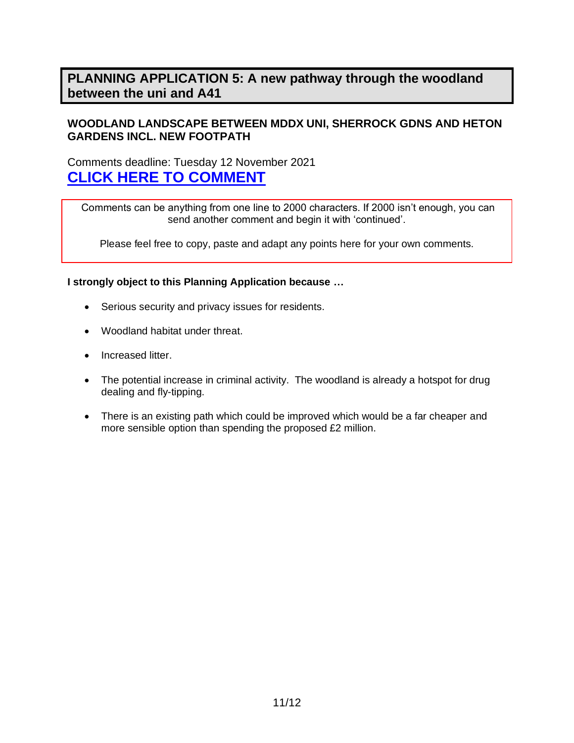## PLANNING APPLICATION 5: A new pathway through the woodland between the uni and A41

**WOODLAND LANDSCAPE BETWEEN MDDX UNI, SHERROCK GDNS AND HETON GARDENS INCL. NEW FOOTPATH**

Comments deadline: Tuesday 12 November 2021

**CLICK HERE TO COMMENT**

Comments can be anything from one line to 2000 characters. If 2000 isn't enough, you can send another comment and begin it with 'continued'.

Please feel free to copy, paste and adapt any points here for your own comments.

**I strongly object to this Planning Application because …**

- Serious security and privacy issues for residents.
- Woodland habitat under threat.
- Increased litter.
- The potential increase in criminal activity. The woodland is already a hotspot for drug dealing and fly-tipping.
- There is an existing path which could be improved which would be a far cheaper and more sensible option than spending the proposed £2 million.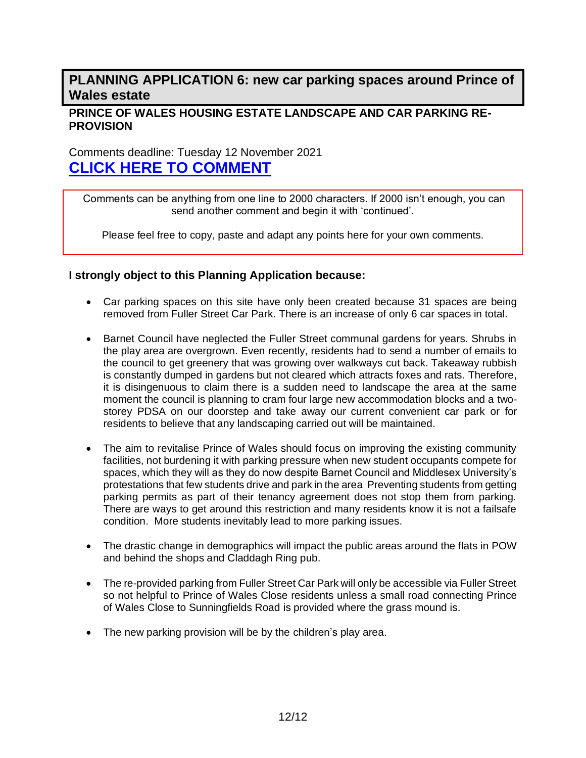## PLANNING APPLICATION 6: new car parking spaces around Prince of Wales estate

**PRINCE OF WALES HOUSING ESTATE LANDSCAPE AND CAR PARKING RE-PROVISION**

Comments deadline: Tuesday 12 November 2021

**CLICK HERE TO COMMENT**

Comments can be anything from one line to 2000 characters. If 2000 isn't enough, you can send another comment and begin it with 'continued'.

Please feel free to copy, paste and adapt any points here for your own comments.

**I strongly object to this Planning Application because:**

- Car parking spaces on this site have only been created because 31 spaces are being removed from Fuller Street Car Park. There is an increase of only 6 car spaces in total.
- Barnet Council have neglected the Fuller Street communal gardens for years. Shrubs in the play area are overgrown. Even recently, residents had to send a number of emails to the council to get greenery that was growing over walkways cut back. Takeaway rubbish is constantly dumped in gardens but not cleared which attracts foxes and rats. Therefore, it is disingenuous to claim there is a sudden need to landscape the area at the same moment the council is planning to cram four large new accommodation blocks and a two-storey PDSA on our doorstep and take away our current convenient car park or for residents to believe that any landscaping carried out will be maintained.
- The aim to revitalise Prince of Wales should focus on improving the existing community facilities, not burdening it with parking pressure when new student occupants compete for spaces, which they will as they do now despite Barnet Council and Middlesex University's protestations that few students drive and park in the area Preventing students from getting parking permits as part of their tenancy agreement does not stop them from parking. There are ways to get around this restriction and many residents know it is not a failsafe condition. More students inevitably lead to more parking issues.
- The drastic change in demographics will impact the public areas around the flats in POW and behind the shops and Claddagh Ring pub.
- The re-provided parking from Fuller Street Car Park will only be accessible via Fuller Street so not helpful to Prince of Wales Close residents unless a small road connecting Prince of Wales Close to Sunningfields Road is provided where the grass mound is.
- The new parking provision will be by the children's play area.